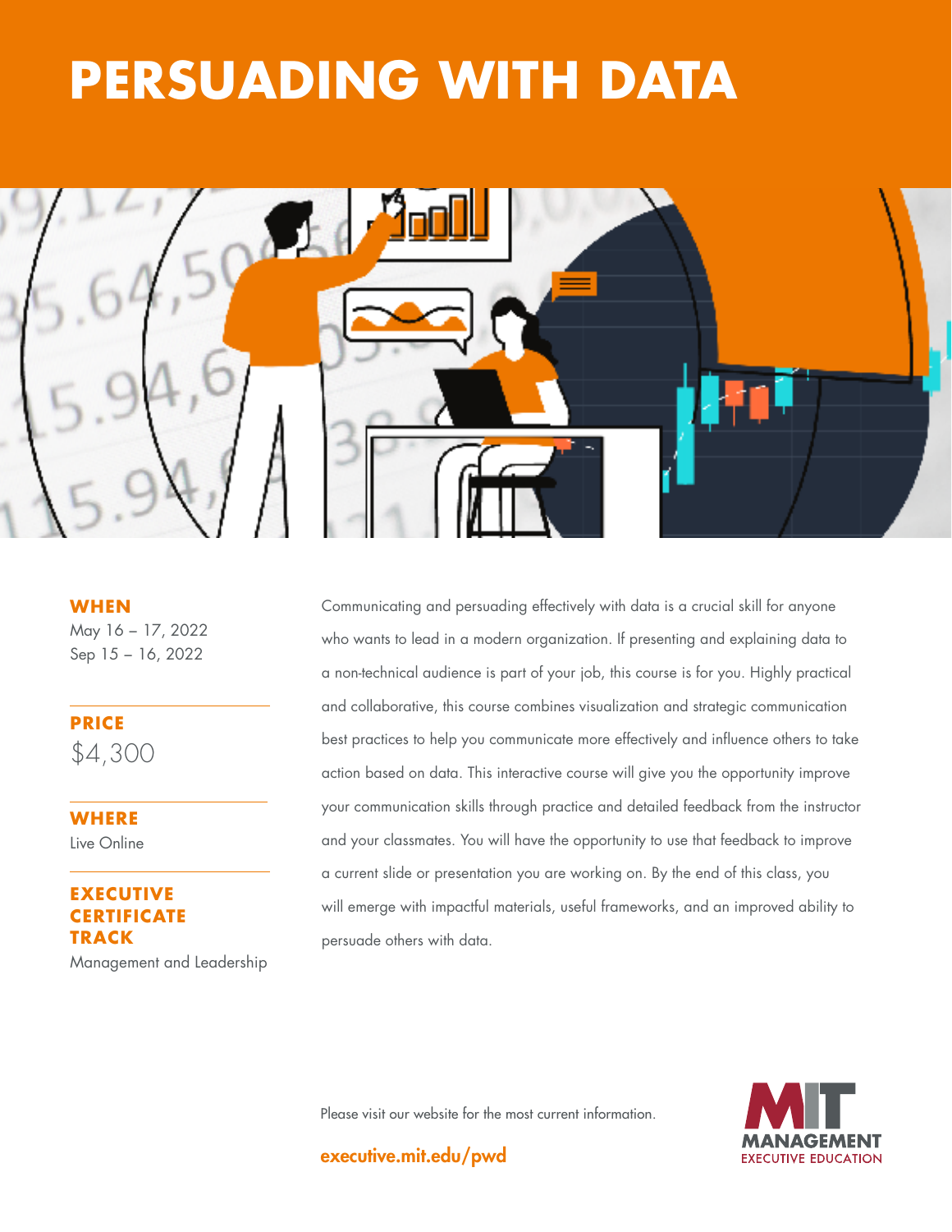# PERSUADING WITH DATA

**WHEN**

May 16 – 17, 2022
Sep 15 – 16, 2022

**PRICE**

$4,300

**WHERE**

Live Online

**EXECUTIVE CERTIFICATE TRACK**

Management and Leadership

Communicating and persuading effectively with data is a crucial skill for anyone who wants to lead in a modern organization. If presenting and explaining data to a non-technical audience is part of your job, this course is for you. Highly practical and collaborative, this course combines visualization and strategic communication best practices to help you communicate more effectively and influence others to take action based on data. This interactive course will give you the opportunity improve your communication skills through practice and detailed feedback from the instructor and your classmates. You will have the opportunity to use that feedback to improve a current slide or presentation you are working on. By the end of this class, you will emerge with impactful materials, useful frameworks, and an improved ability to persuade others with data.

Please visit our website for the most current information.

**executive.mit.edu/pwd**

MIT MANAGEMENT EXECUTIVE EDUCATION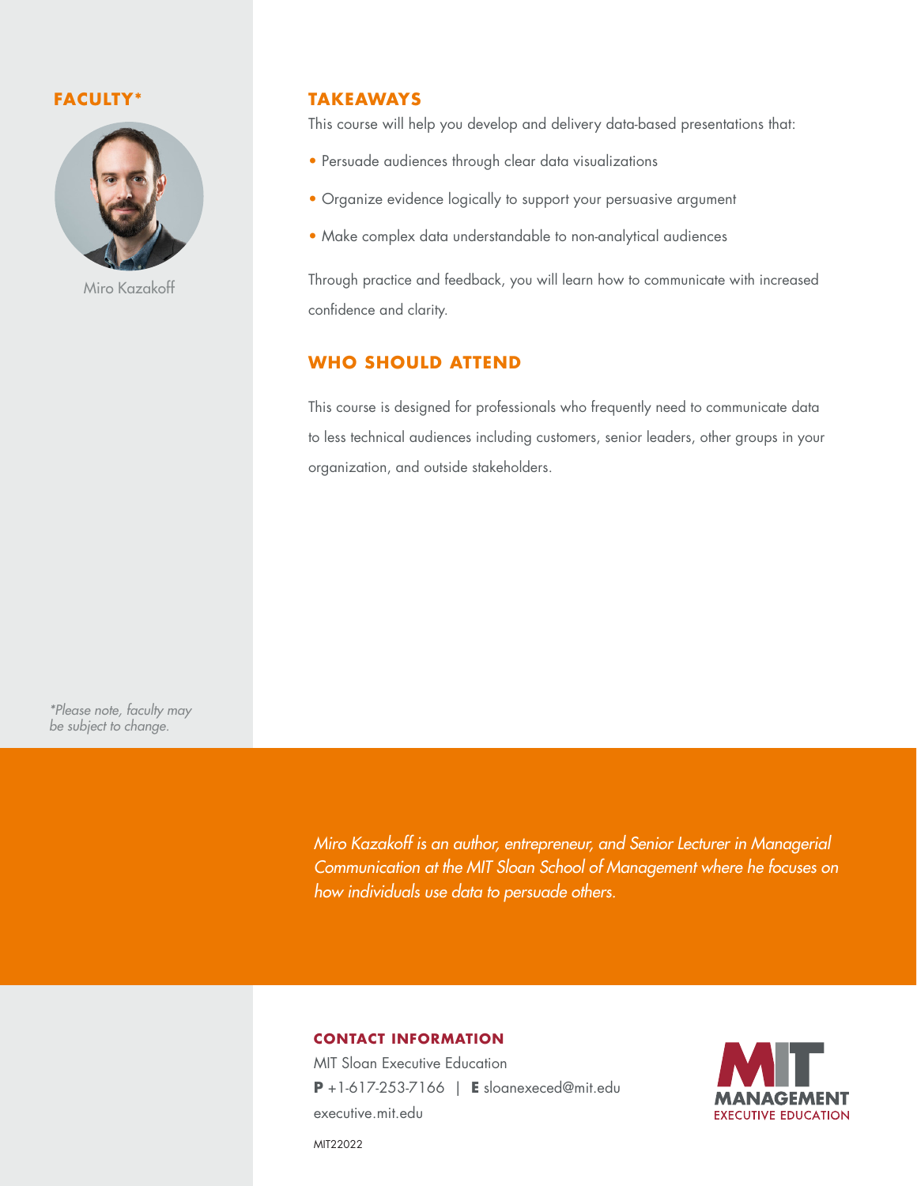## FACULTY*

Miro Kazakoff

*Please note, faculty may be subject to change.

## TAKEAWAYS

This course will help you develop and delivery data-based presentations that:

- Persuade audiences through clear data visualizations
- Organize evidence logically to support your persuasive argument
- Make complex data understandable to non-analytical audiences

Through practice and feedback, you will learn how to communicate with increased confidence and clarity.

## WHO SHOULD ATTEND

This course is designed for professionals who frequently need to communicate data to less technical audiences including customers, senior leaders, other groups in your organization, and outside stakeholders.

*Miro Kazakoff is an author, entrepreneur, and Senior Lecturer in Managerial Communication at the MIT Sloan School of Management where he focuses on how individuals use data to persuade others.*

## CONTACT INFORMATION

MIT Sloan Executive Education

**P** +1-617-253-7166 | **E** sloanexeced@mit.edu

executive.mit.edu

MIT MANAGEMENT EXECUTIVE EDUCATION

MIT22022